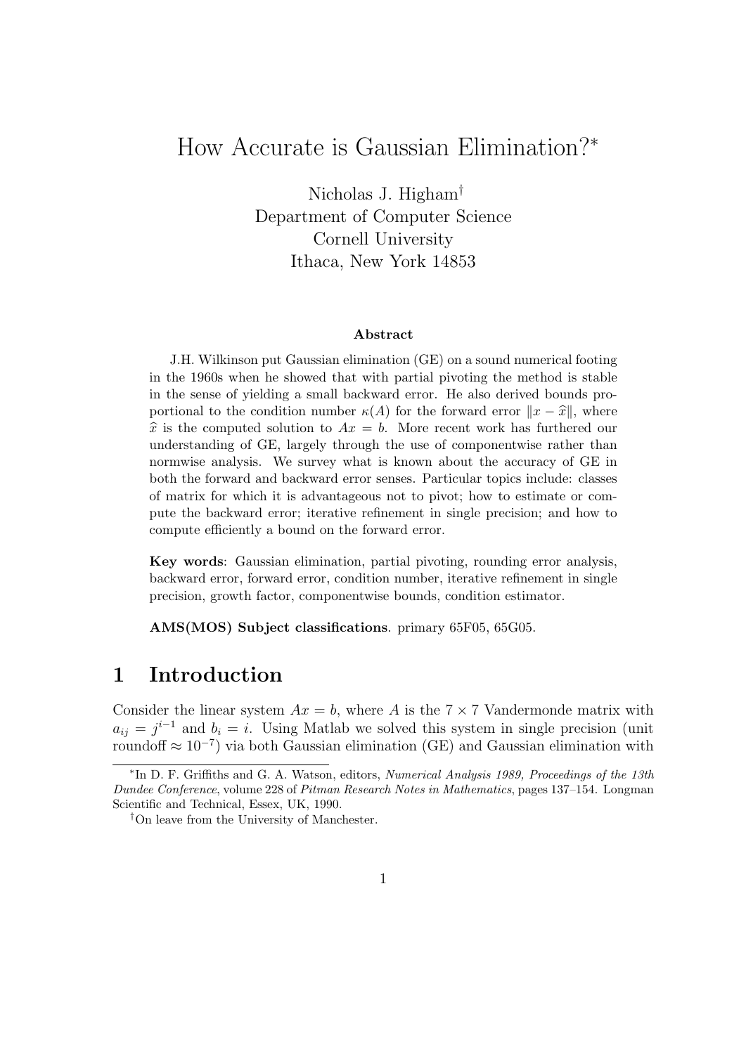# How Accurate is Gaussian Elimination?[*]

Nicholas J. Higham[†]
Department of Computer Science
Cornell University
Ithaca, New York 14853

### Abstract

J.H. Wilkinson put Gaussian elimination (GE) on a sound numerical footing in the 1960s when he showed that with partial pivoting the method is stable in the sense of yielding a small backward error. He also derived bounds proportional to the condition number $\kappa(A)$ for the forward error $\|x - \widehat{x}\|$, where $\widehat{x}$ is the computed solution to $Ax = b$. More recent work has furthered our understanding of GE, largely through the use of componentwise rather than normwise analysis. We survey what is known about the accuracy of GE in both the forward and backward error senses. Particular topics include: classes of matrix for which it is advantageous not to pivot; how to estimate or compute the backward error; iterative refinement in single precision; and how to compute efficiently a bound on the forward error.

**Key words**: Gaussian elimination, partial pivoting, rounding error analysis, backward error, forward error, condition number, iterative refinement in single precision, growth factor, componentwise bounds, condition estimator.

**AMS(MOS) Subject classifications**. primary 65F05, 65G05.

## 1 Introduction

Consider the linear system $Ax = b$, where $A$ is the $7 \times 7$ Vandermonde matrix with $a_{ij} = j^{i-1}$ and $b_i = i$. Using Matlab we solved this system in single precision (unit roundoff $\approx 10^{-7}$) via both Gaussian elimination (GE) and Gaussian elimination with

[*] In D. F. Griffiths and G. A. Watson, editors, *Numerical Analysis 1989, Proceedings of the 13th Dundee Conference*, volume 228 of *Pitman Research Notes in Mathematics*, pages 137–154. Longman Scientific and Technical, Essex, UK, 1990.

[†] On leave from the University of Manchester.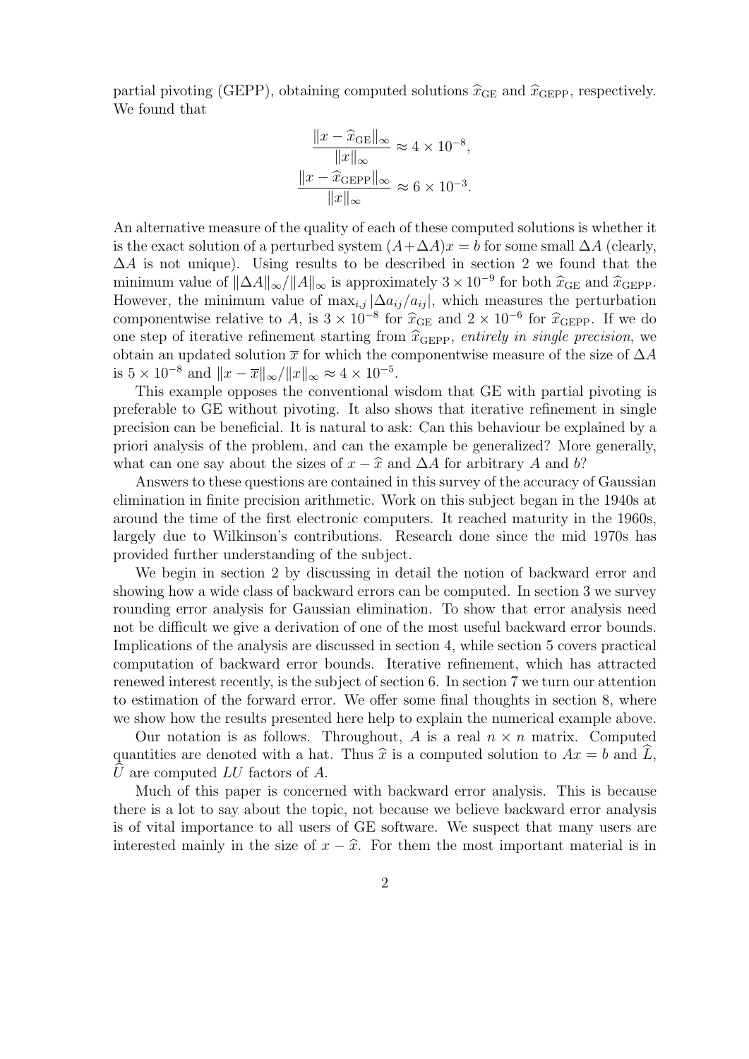partial pivoting (GEPP), obtaining computed solutions $\widehat{x}_{\rm GE}$ and $\widehat{x}_{\rm GEPP}$, respectively. We found that

$$\frac{\|x-\widehat{x}_{\rm GE}\|_\infty}{\|x\|_\infty} \approx 4\times 10^{-8},$$
$$\frac{\|x-\widehat{x}_{\rm GEPP}\|_\infty}{\|x\|_\infty} \approx 6\times 10^{-3}.$$

An alternative measure of the quality of each of these computed solutions is whether it is the exact solution of a perturbed system $(A+\Delta A)x = b$ for some small $\Delta A$ (clearly, $\Delta A$ is not unique). Using results to be described in section 2 we found that the minimum value of $\|\Delta A\|_\infty/\|A\|_\infty$ is approximately $3\times 10^{-9}$ for both $\widehat{x}_{\rm GE}$ and $\widehat{x}_{\rm GEPP}$. However, the minimum value of $\max_{i,j}|\Delta a_{ij}/a_{ij}|$, which measures the perturbation componentwise relative to $A$, is $3\times 10^{-8}$ for $\widehat{x}_{\rm GE}$ and $2\times 10^{-6}$ for $\widehat{x}_{\rm GEPP}$. If we do one step of iterative refinement starting from $\widehat{x}_{\rm GEPP}$, *entirely in single precision*, we obtain an updated solution $\overline{x}$ for which the componentwise measure of the size of $\Delta A$ is $5\times 10^{-8}$ and $\|x-\overline{x}\|_\infty/\|x\|_\infty \approx 4\times 10^{-5}$.

This example opposes the conventional wisdom that GE with partial pivoting is preferable to GE without pivoting. It also shows that iterative refinement in single precision can be beneficial. It is natural to ask: Can this behaviour be explained by a priori analysis of the problem, and can the example be generalized? More generally, what can one say about the sizes of $x-\widehat{x}$ and $\Delta A$ for arbitrary $A$ and $b$?

Answers to these questions are contained in this survey of the accuracy of Gaussian elimination in finite precision arithmetic. Work on this subject began in the 1940s at around the time of the first electronic computers. It reached maturity in the 1960s, largely due to Wilkinson's contributions. Research done since the mid 1970s has provided further understanding of the subject.

We begin in section 2 by discussing in detail the notion of backward error and showing how a wide class of backward errors can be computed. In section 3 we survey rounding error analysis for Gaussian elimination. To show that error analysis need not be difficult we give a derivation of one of the most useful backward error bounds. Implications of the analysis are discussed in section 4, while section 5 covers practical computation of backward error bounds. Iterative refinement, which has attracted renewed interest recently, is the subject of section 6. In section 7 we turn our attention to estimation of the forward error. We offer some final thoughts in section 8, where we show how the results presented here help to explain the numerical example above.

Our notation is as follows. Throughout, $A$ is a real $n\times n$ matrix. Computed quantities are denoted with a hat. Thus $\widehat{x}$ is a computed solution to $Ax=b$ and $\widehat{L}$, $\widehat{U}$ are computed $LU$ factors of $A$.

Much of this paper is concerned with backward error analysis. This is because there is a lot to say about the topic, not because we believe backward error analysis is of vital importance to all users of GE software. We suspect that many users are interested mainly in the size of $x-\widehat{x}$. For them the most important material is in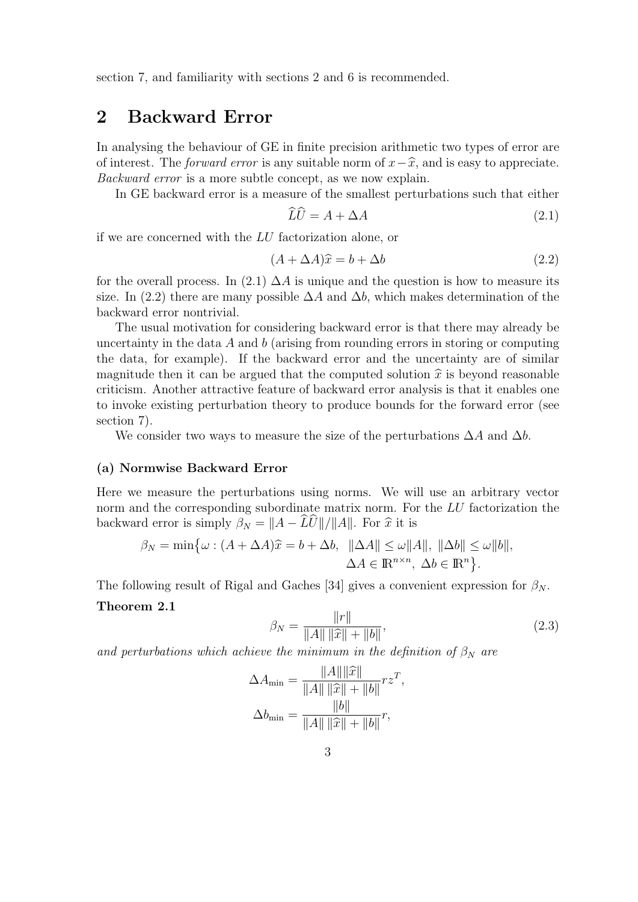section 7, and familiarity with sections 2 and 6 is recommended.

## 2 Backward Error

In analysing the behaviour of GE in finite precision arithmetic two types of error are of interest. The *forward error* is any suitable norm of $x-\widehat{x}$, and is easy to appreciate. *Backward error* is a more subtle concept, as we now explain.

In GE backward error is a measure of the smallest perturbations such that either

$$\widehat{L}\widehat{U} = A + \Delta A \tag{2.1}$$

if we are concerned with the $LU$ factorization alone, or

$$(A + \Delta A)\widehat{x} = b + \Delta b \tag{2.2}$$

for the overall process. In (2.1) $\Delta A$ is unique and the question is how to measure its size. In (2.2) there are many possible $\Delta A$ and $\Delta b$, which makes determination of the backward error nontrivial.

The usual motivation for considering backward error is that there may already be uncertainty in the data $A$ and $b$ (arising from rounding errors in storing or computing the data, for example). If the backward error and the uncertainty are of similar magnitude then it can be argued that the computed solution $\widehat{x}$ is beyond reasonable criticism. Another attractive feature of backward error analysis is that it enables one to invoke existing perturbation theory to produce bounds for the forward error (see section 7).

We consider two ways to measure the size of the perturbations $\Delta A$ and $\Delta b$.

### (a) Normwise Backward Error

Here we measure the perturbations using norms. We will use an arbitrary vector norm and the corresponding subordinate matrix norm. For the $LU$ factorization the backward error is simply $\beta_N = \|A - \widehat{L}\widehat{U}\|/\|A\|$. For $\widehat{x}$ it is

$$\beta_N = \min\big\{\omega : (A + \Delta A)\widehat{x} = b + \Delta b,\ \ \|\Delta A\| \le \omega\|A\|,\ \|\Delta b\| \le \omega\|b\|,\\ \Delta A \in \mathbb{R}^{n\times n},\ \Delta b \in \mathbb{R}^{n}\big\}.$$

The following result of Rigal and Gaches [34] gives a convenient expression for $\beta_N$.

**Theorem 2.1**

$$\beta_N = \frac{\|r\|}{\|A\|\,\|\widehat{x}\| + \|b\|}, \tag{2.3}$$

*and perturbations which achieve the minimum in the definition of* $\beta_N$ *are*

$$\Delta A_{\min} = \frac{\|A\|\|\widehat{x}\|}{\|A\|\,\|\widehat{x}\| + \|b\|} r z^T,$$

$$\Delta b_{\min} = \frac{\|b\|}{\|A\|\,\|\widehat{x}\| + \|b\|} r,$$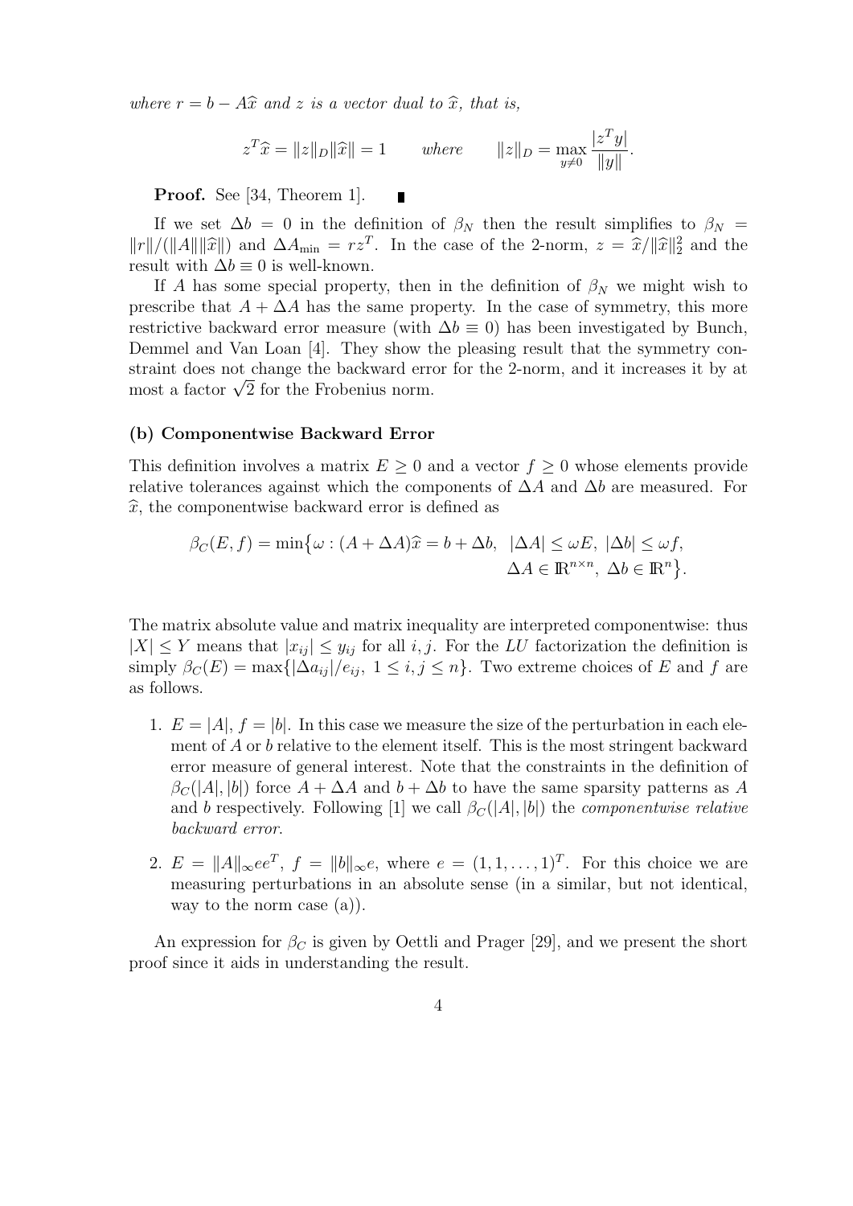*where $r = b - A\widehat{x}$ and $z$ is a vector dual to $\widehat{x}$, that is,*

$$z^T\widehat{x} = \|z\|_D\|\widehat{x}\| = 1 \qquad \textit{where} \qquad \|z\|_D = \max_{y\neq 0}\frac{|z^Ty|}{\|y\|}.$$

**Proof.** See [34, Theorem 1]. ∎

If we set $\Delta b = 0$ in the definition of $\beta_N$ then the result simplifies to $\beta_N = \|r\|/(\|A\|\|\widehat{x}\|)$ and $\Delta A_{\min} = rz^T$. In the case of the 2-norm, $z = \widehat{x}/\|\widehat{x}\|_2^2$ and the result with $\Delta b \equiv 0$ is well-known.

If $A$ has some special property, then in the definition of $\beta_N$ we might wish to prescribe that $A + \Delta A$ has the same property. In the case of symmetry, this more restrictive backward error measure (with $\Delta b \equiv 0$) has been investigated by Bunch, Demmel and Van Loan [4]. They show the pleasing result that the symmetry constraint does not change the backward error for the 2-norm, and it increases it by at most a factor $\sqrt{2}$ for the Frobenius norm.

### (b) Componentwise Backward Error

This definition involves a matrix $E \geq 0$ and a vector $f \geq 0$ whose elements provide relative tolerances against which the components of $\Delta A$ and $\Delta b$ are measured. For $\widehat{x}$, the componentwise backward error is defined as

$$\beta_C(E,f) = \min\bigl\{\omega : (A+\Delta A)\widehat{x} = b + \Delta b,\ \ |\Delta A| \leq \omega E,\ |\Delta b| \leq \omega f,\ \Delta A \in \mathbb{R}^{n\times n},\ \Delta b \in \mathbb{R}^n\bigr\}.$$

The matrix absolute value and matrix inequality are interpreted componentwise: thus $|X| \leq Y$ means that $|x_{ij}| \leq y_{ij}$ for all $i, j$. For the $LU$ factorization the definition is simply $\beta_C(E) = \max\{|\Delta a_{ij}|/e_{ij},\ 1 \leq i, j \leq n\}$. Two extreme choices of $E$ and $f$ are as follows.

1. $E = |A|$, $f = |b|$. In this case we measure the size of the perturbation in each element of $A$ or $b$ relative to the element itself. This is the most stringent backward error measure of general interest. Note that the constraints in the definition of $\beta_C(|A|, |b|)$ force $A + \Delta A$ and $b + \Delta b$ to have the same sparsity patterns as $A$ and $b$ respectively. Following [1] we call $\beta_C(|A|, |b|)$ the *componentwise relative backward error*.

2. $E = \|A\|_\infty ee^T$, $f = \|b\|_\infty e$, where $e = (1, 1, \ldots, 1)^T$. For this choice we are measuring perturbations in an absolute sense (in a similar, but not identical, way to the norm case (a)).

An expression for $\beta_C$ is given by Oettli and Prager [29], and we present the short proof since it aids in understanding the result.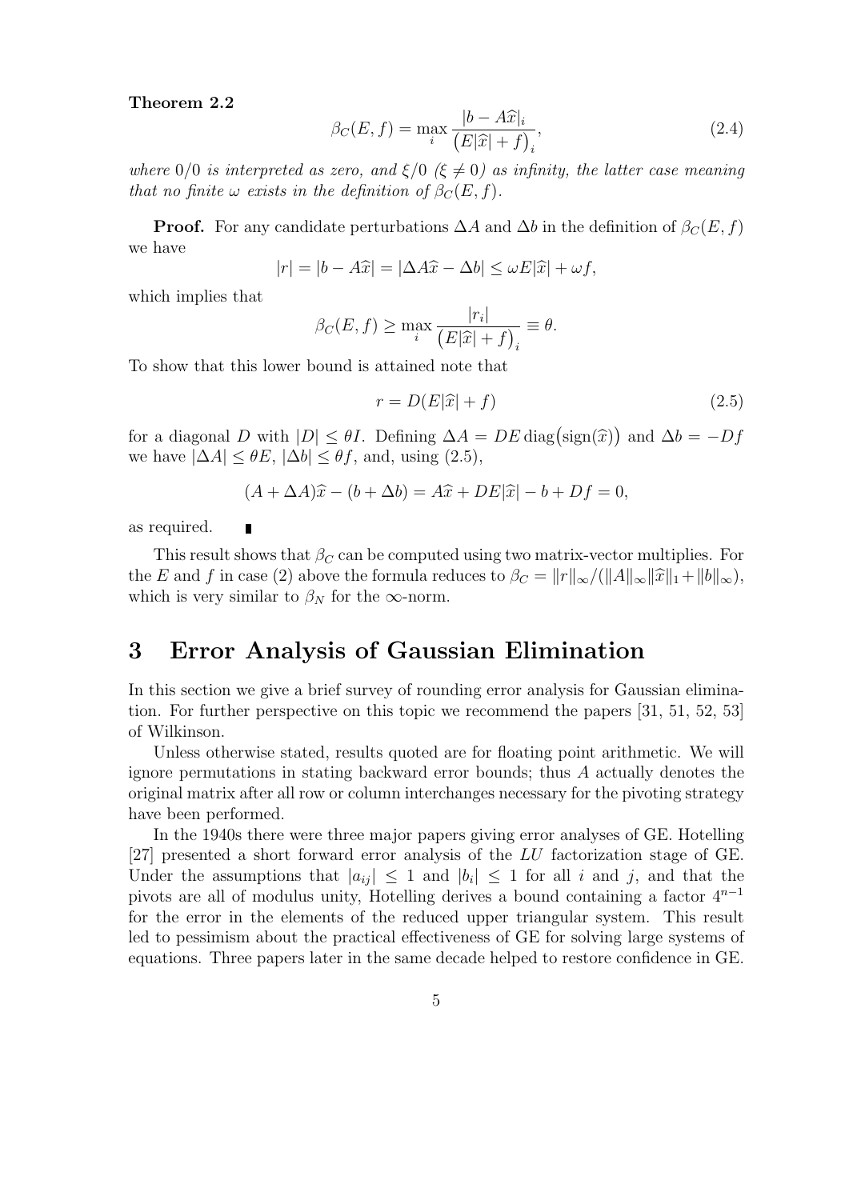**Theorem 2.2**

$$\beta_C(E,f) = \max_i \frac{|b - A\widehat{x}|_i}{\big(E|\widehat{x}| + f\big)_i}, \tag{2.4}$$

*where* $0/0$ *is interpreted as zero, and* $\xi/0$ *(*$\xi \neq 0$*) as infinity, the latter case meaning that no finite* $\omega$ *exists in the definition of* $\beta_C(E,f)$*.*

**Proof.** For any candidate perturbations $\Delta A$ and $\Delta b$ in the definition of $\beta_C(E,f)$ we have

$$|r| = |b - A\widehat{x}| = |\Delta A\widehat{x} - \Delta b| \leq \omega E|\widehat{x}| + \omega f,$$

which implies that

$$\beta_C(E,f) \geq \max_i \frac{|r_i|}{\big(E|\widehat{x}| + f\big)_i} \equiv \theta.$$

To show that this lower bound is attained note that

$$r = D(E|\widehat{x}| + f) \tag{2.5}$$

for a diagonal $D$ with $|D| \leq \theta I$. Defining $\Delta A = DE\,\mathrm{diag}\big(\mathrm{sign}(\widehat{x})\big)$ and $\Delta b = -Df$ we have $|\Delta A| \leq \theta E$, $|\Delta b| \leq \theta f$, and, using (2.5),

$$(A + \Delta A)\widehat{x} - (b + \Delta b) = A\widehat{x} + DE|\widehat{x}| - b + Df = 0,$$

as required. ∎

This result shows that $\beta_C$ can be computed using two matrix-vector multiplies. For the $E$ and $f$ in case (2) above the formula reduces to $\beta_C = \|r\|_\infty / (\|A\|_\infty \|\widehat{x}\|_1 + \|b\|_\infty)$, which is very similar to $\beta_N$ for the $\infty$-norm.

# 3 Error Analysis of Gaussian Elimination

In this section we give a brief survey of rounding error analysis for Gaussian elimination. For further perspective on this topic we recommend the papers [31, 51, 52, 53] of Wilkinson.

Unless otherwise stated, results quoted are for floating point arithmetic. We will ignore permutations in stating backward error bounds; thus $A$ actually denotes the original matrix after all row or column interchanges necessary for the pivoting strategy have been performed.

In the 1940s there were three major papers giving error analyses of GE. Hotelling [27] presented a short forward error analysis of the $LU$ factorization stage of GE. Under the assumptions that $|a_{ij}| \leq 1$ and $|b_i| \leq 1$ for all $i$ and $j$, and that the pivots are all of modulus unity, Hotelling derives a bound containing a factor $4^{n-1}$ for the error in the elements of the reduced upper triangular system. This result led to pessimism about the practical effectiveness of GE for solving large systems of equations. Three papers later in the same decade helped to restore confidence in GE.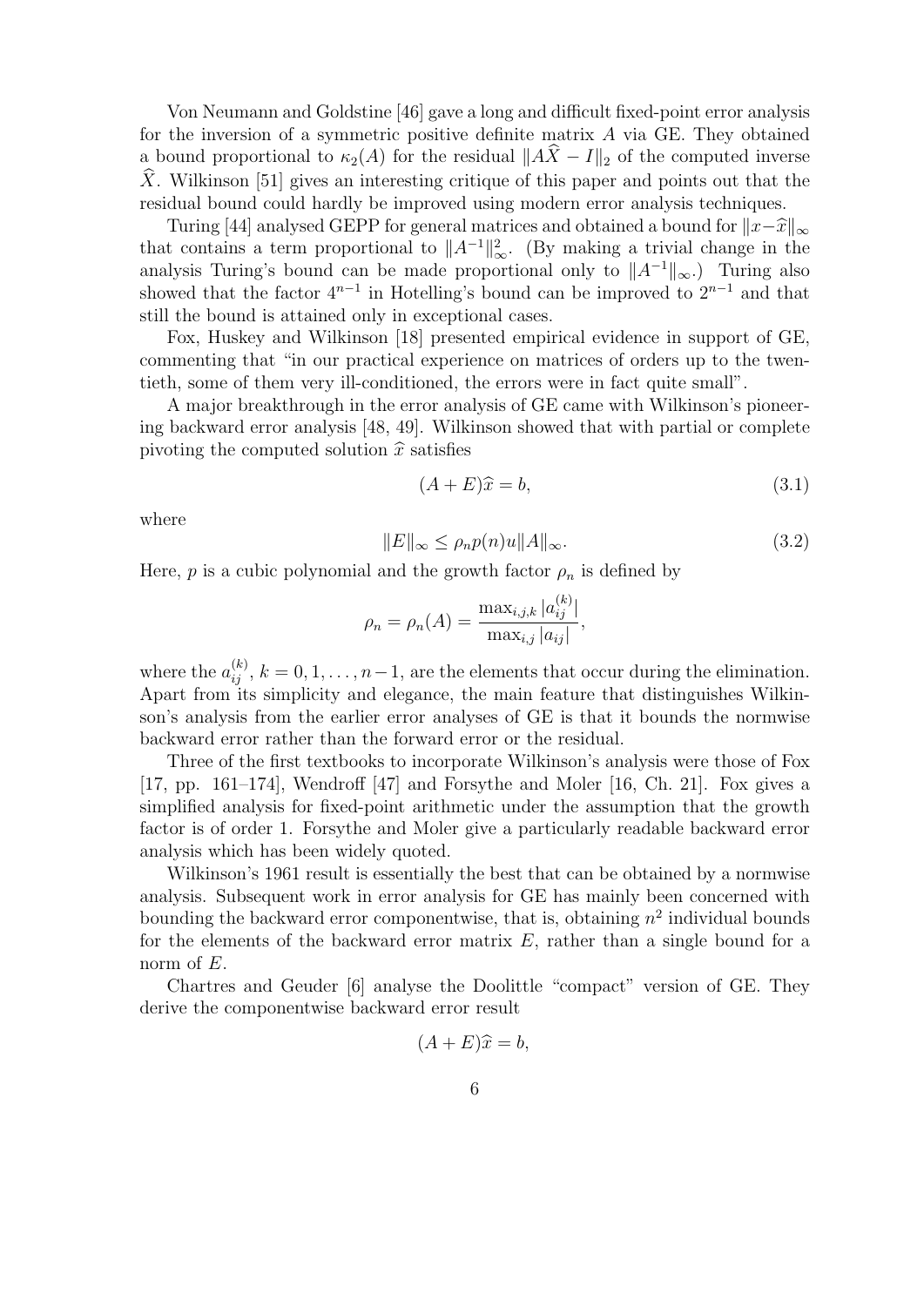Von Neumann and Goldstine [46] gave a long and difficult fixed-point error analysis for the inversion of a symmetric positive definite matrix $A$ via GE. They obtained a bound proportional to $\kappa_2(A)$ for the residual $\|A\widehat{X} - I\|_2$ of the computed inverse $\widehat{X}$. Wilkinson [51] gives an interesting critique of this paper and points out that the residual bound could hardly be improved using modern error analysis techniques.

Turing [44] analysed GEPP for general matrices and obtained a bound for $\|x-\widehat{x}\|_\infty$ that contains a term proportional to $\|A^{-1}\|_\infty^2$. (By making a trivial change in the analysis Turing's bound can be made proportional only to $\|A^{-1}\|_\infty$.) Turing also showed that the factor $4^{n-1}$ in Hotelling's bound can be improved to $2^{n-1}$ and that still the bound is attained only in exceptional cases.

Fox, Huskey and Wilkinson [18] presented empirical evidence in support of GE, commenting that "in our practical experience on matrices of orders up to the twentieth, some of them very ill-conditioned, the errors were in fact quite small".

A major breakthrough in the error analysis of GE came with Wilkinson's pioneering backward error analysis [48, 49]. Wilkinson showed that with partial or complete pivoting the computed solution $\widehat{x}$ satisfies

$$(A + E)\widehat{x} = b, \tag{3.1}$$

where

$$\|E\|_\infty \le \rho_n p(n) u \|A\|_\infty. \tag{3.2}$$

Here, $p$ is a cubic polynomial and the growth factor $\rho_n$ is defined by

$$\rho_n = \rho_n(A) = \frac{\max_{i,j,k} |a_{ij}^{(k)}|}{\max_{i,j} |a_{ij}|},$$

where the $a_{ij}^{(k)}$, $k = 0, 1, \ldots, n-1$, are the elements that occur during the elimination. Apart from its simplicity and elegance, the main feature that distinguishes Wilkinson's analysis from the earlier error analyses of GE is that it bounds the normwise backward error rather than the forward error or the residual.

Three of the first textbooks to incorporate Wilkinson's analysis were those of Fox [17, pp. 161–174], Wendroff [47] and Forsythe and Moler [16, Ch. 21]. Fox gives a simplified analysis for fixed-point arithmetic under the assumption that the growth factor is of order 1. Forsythe and Moler give a particularly readable backward error analysis which has been widely quoted.

Wilkinson's 1961 result is essentially the best that can be obtained by a normwise analysis. Subsequent work in error analysis for GE has mainly been concerned with bounding the backward error componentwise, that is, obtaining $n^2$ individual bounds for the elements of the backward error matrix $E$, rather than a single bound for a norm of $E$.

Chartres and Geuder [6] analyse the Doolittle "compact" version of GE. They derive the componentwise backward error result

$$(A + E)\widehat{x} = b,$$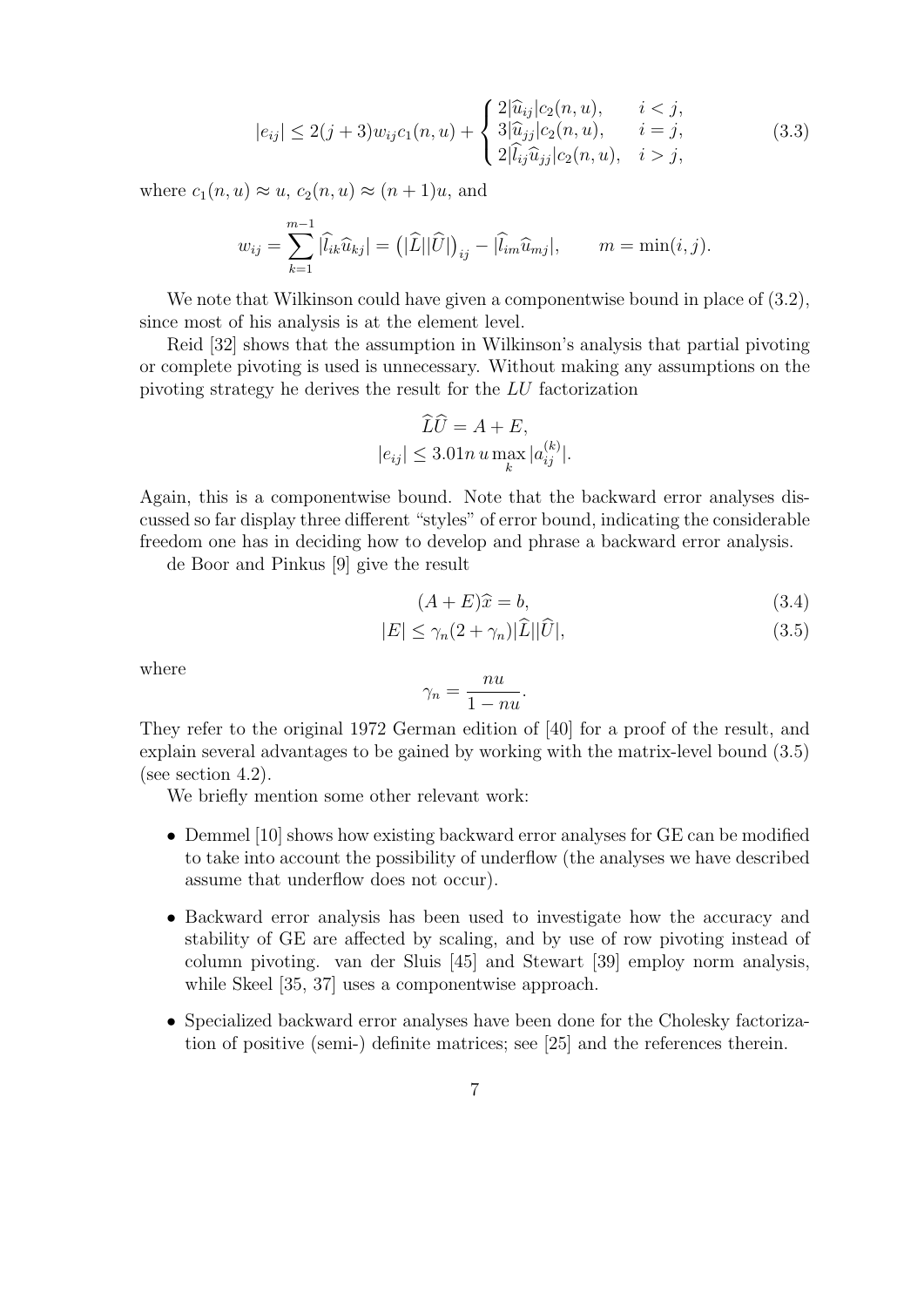$$|e_{ij}| \le 2(j+3)w_{ij}c_1(n,u) + \begin{cases} 2|\widehat{u}_{ij}|c_2(n,u), & i<j, \\ 3|\widehat{u}_{jj}|c_2(n,u), & i=j, \\ 2|\widehat{l}_{ij}\widehat{u}_{jj}|c_2(n,u), & i>j, \end{cases} \tag{3.3}$$

where $c_1(n,u) \approx u$, $c_2(n,u) \approx (n+1)u$, and

$$w_{ij} = \sum_{k=1}^{m-1} |\widehat{l}_{ik}\widehat{u}_{kj}| = \big(|\widehat{L}||\widehat{U}|\big)_{ij} - |\widehat{l}_{im}\widehat{u}_{mj}|, \qquad m = \min(i,j).$$

We note that Wilkinson could have given a componentwise bound in place of (3.2), since most of his analysis is at the element level.

Reid [32] shows that the assumption in Wilkinson's analysis that partial pivoting or complete pivoting is used is unnecessary. Without making any assumptions on the pivoting strategy he derives the result for the $LU$ factorization

$$\widehat{L}\widehat{U} = A + E,$$
$$|e_{ij}| \le 3.01 n\, u \max_k |a_{ij}^{(k)}|.$$

Again, this is a componentwise bound. Note that the backward error analyses discussed so far display three different "styles" of error bound, indicating the considerable freedom one has in deciding how to develop and phrase a backward error analysis.

de Boor and Pinkus [9] give the result

$$(A+E)\widehat{x} = b, \tag{3.4}$$

$$|E| \le \gamma_n(2+\gamma_n)|\widehat{L}||\widehat{U}|, \tag{3.5}$$

where

$$\gamma_n = \frac{nu}{1-nu}.$$

They refer to the original 1972 German edition of [40] for a proof of the result, and explain several advantages to be gained by working with the matrix-level bound (3.5) (see section 4.2).

We briefly mention some other relevant work:

- Demmel [10] shows how existing backward error analyses for GE can be modified to take into account the possibility of underflow (the analyses we have described assume that underflow does not occur).
- Backward error analysis has been used to investigate how the accuracy and stability of GE are affected by scaling, and by use of row pivoting instead of column pivoting. van der Sluis [45] and Stewart [39] employ norm analysis, while Skeel [35, 37] uses a componentwise approach.
- Specialized backward error analyses have been done for the Cholesky factorization of positive (semi-) definite matrices; see [25] and the references therein.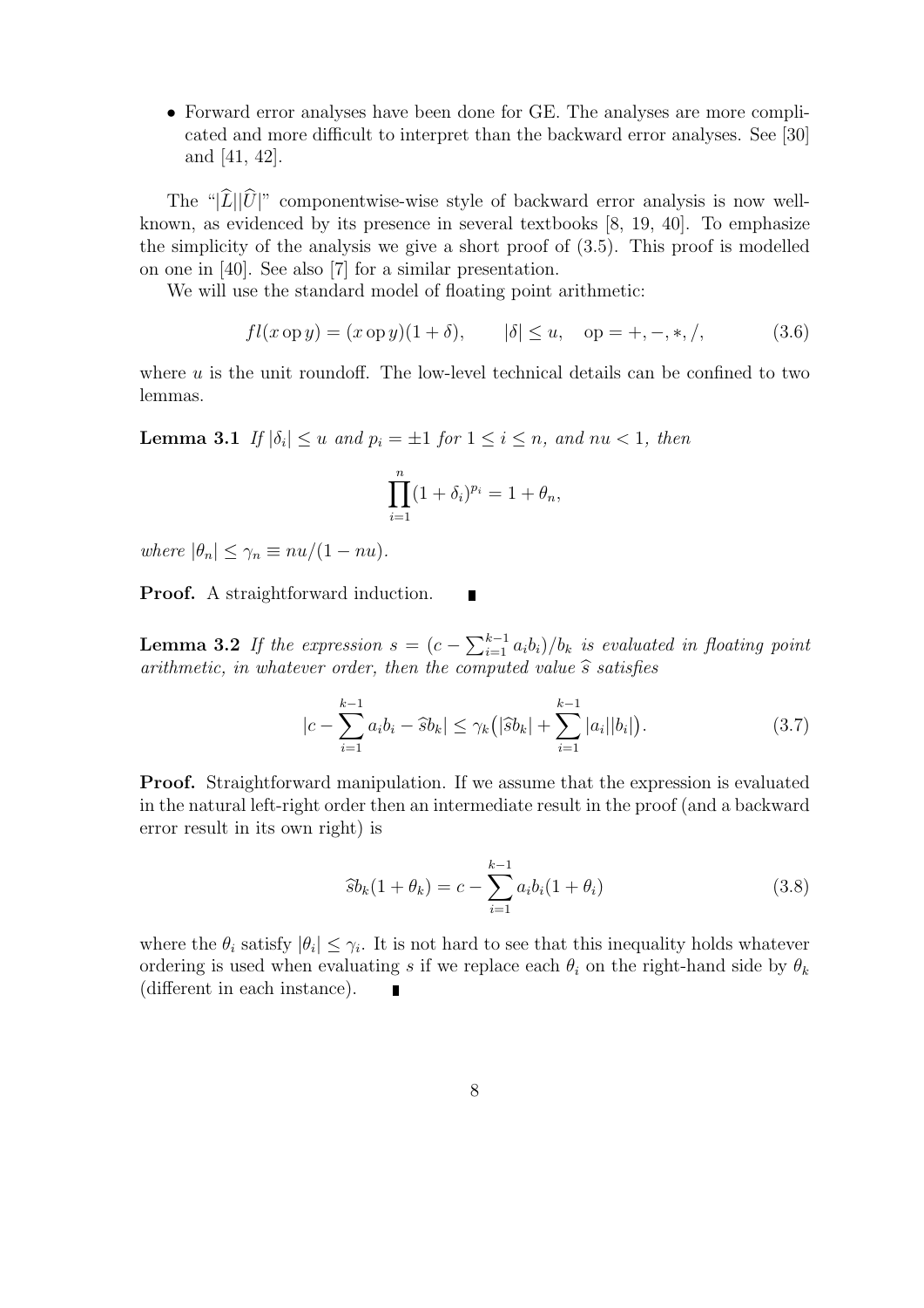- Forward error analyses have been done for GE. The analyses are more complicated and more difficult to interpret than the backward error analyses. See [30] and [41, 42].

The "$|\widehat{L}||\widehat{U}|$" componentwise-wise style of backward error analysis is now well-known, as evidenced by its presence in several textbooks [8, 19, 40]. To emphasize the simplicity of the analysis we give a short proof of (3.5). This proof is modelled on one in [40]. See also [7] for a similar presentation.

We will use the standard model of floating point arithmetic:

$$fl(x \operatorname{op} y) = (x \operatorname{op} y)(1+\delta), \qquad |\delta| \le u, \quad \operatorname{op} = +, -, *, /, \tag{3.6}$$

where $u$ is the unit roundoff. The low-level technical details can be confined to two lemmas.

**Lemma 3.1** *If $|\delta_i| \le u$ and $p_i = \pm 1$ for $1 \le i \le n$, and $nu < 1$, then*

$$\prod_{i=1}^{n} (1+\delta_i)^{p_i} = 1 + \theta_n,$$

*where $|\theta_n| \le \gamma_n \equiv nu/(1-nu)$.*

**Proof.** A straightforward induction. ∎

**Lemma 3.2** *If the expression $s = (c - \sum_{i=1}^{k-1} a_i b_i)/b_k$ is evaluated in floating point arithmetic, in whatever order, then the computed value $\widehat{s}$ satisfies*

$$|c - \sum_{i=1}^{k-1} a_i b_i - \widehat{s} b_k| \le \gamma_k \big( |\widehat{s} b_k| + \sum_{i=1}^{k-1} |a_i||b_i| \big). \tag{3.7}$$

**Proof.** Straightforward manipulation. If we assume that the expression is evaluated in the natural left-right order then an intermediate result in the proof (and a backward error result in its own right) is

$$\widehat{s} b_k (1+\theta_k) = c - \sum_{i=1}^{k-1} a_i b_i (1+\theta_i) \tag{3.8}$$

where the $\theta_i$ satisfy $|\theta_i| \le \gamma_i$. It is not hard to see that this inequality holds whatever ordering is used when evaluating $s$ if we replace each $\theta_i$ on the right-hand side by $\theta_k$ (different in each instance). ∎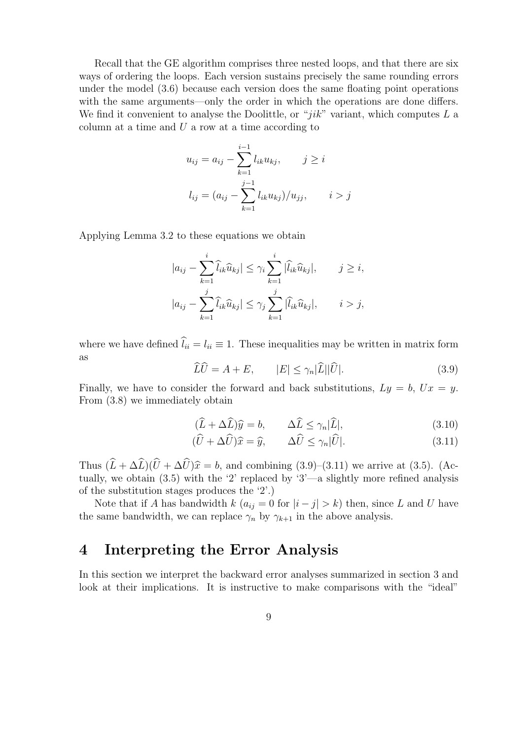Recall that the GE algorithm comprises three nested loops, and that there are six ways of ordering the loops. Each version sustains precisely the same rounding errors under the model (3.6) because each version does the same floating point operations with the same arguments—only the order in which the operations are done differs. We find it convenient to analyse the Doolittle, or "$jik$" variant, which computes $L$ a column at a time and $U$ a row at a time according to

$$
\begin{aligned}
u_{ij} &= a_{ij} - \sum_{k=1}^{i-1} l_{ik} u_{kj}, \qquad j \geq i \\
l_{ij} &= (a_{ij} - \sum_{k=1}^{j-1} l_{ik} u_{kj})/u_{jj}, \qquad i > j
\end{aligned}
$$

Applying Lemma 3.2 to these equations we obtain

$$
\begin{aligned}
|a_{ij} - \sum_{k=1}^{i} \widehat{l}_{ik} \widehat{u}_{kj}| &\leq \gamma_i \sum_{k=1}^{i} |\widehat{l}_{ik} \widehat{u}_{kj}|, \qquad j \geq i, \\
|a_{ij} - \sum_{k=1}^{j} \widehat{l}_{ik} \widehat{u}_{kj}| &\leq \gamma_j \sum_{k=1}^{j} |\widehat{l}_{ik} \widehat{u}_{kj}|, \qquad i > j,
\end{aligned}
$$

where we have defined $\widehat{l}_{ii} = l_{ii} \equiv 1$. These inequalities may be written in matrix form as

$$
\widehat{L}\widehat{U} = A + E, \qquad |E| \leq \gamma_n |\widehat{L}||\widehat{U}|. \tag{3.9}
$$

Finally, we have to consider the forward and back substitutions, $Ly = b$, $Ux = y$. From (3.8) we immediately obtain

$$
(\widehat{L} + \Delta\widehat{L})\widehat{y} = b, \qquad \Delta\widehat{L} \leq \gamma_n |\widehat{L}|, \tag{3.10}
$$

$$
(\widehat{U} + \Delta\widehat{U})\widehat{x} = \widehat{y}, \qquad \Delta\widehat{U} \leq \gamma_n |\widehat{U}|. \tag{3.11}
$$

Thus $(\widehat{L} + \Delta\widehat{L})(\widehat{U} + \Delta\widehat{U})\widehat{x} = b$, and combining (3.9)–(3.11) we arrive at (3.5). (Actually, we obtain (3.5) with the '2' replaced by '3'—a slightly more refined analysis of the substitution stages produces the '2'.)

Note that if $A$ has bandwidth $k$ ($a_{ij} = 0$ for $|i - j| > k$) then, since $L$ and $U$ have the same bandwidth, we can replace $\gamma_n$ by $\gamma_{k+1}$ in the above analysis.

# 4 Interpreting the Error Analysis

In this section we interpret the backward error analyses summarized in section 3 and look at their implications. It is instructive to make comparisons with the "ideal"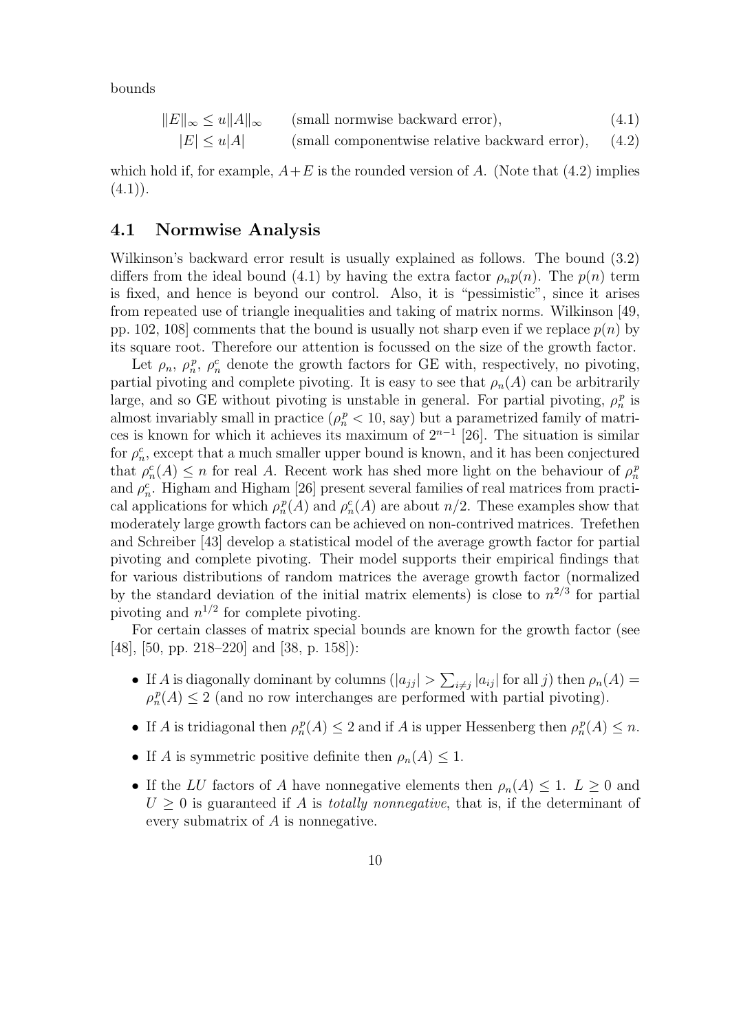bounds

$$\|E\|_\infty \le u\|A\|_\infty \qquad \text{(small normwise backward error)}, \tag{4.1}$$

$$|E| \le u|A| \qquad \text{(small componentwise relative backward error)}, \tag{4.2}$$

which hold if, for example, $A+E$ is the rounded version of $A$. (Note that (4.2) implies (4.1)).

## 4.1 Normwise Analysis

Wilkinson's backward error result is usually explained as follows. The bound (3.2) differs from the ideal bound (4.1) by having the extra factor $\rho_n p(n)$. The $p(n)$ term is fixed, and hence is beyond our control. Also, it is "pessimistic", since it arises from repeated use of triangle inequalities and taking of matrix norms. Wilkinson [49, pp. 102, 108] comments that the bound is usually not sharp even if we replace $p(n)$ by its square root. Therefore our attention is focussed on the size of the growth factor.

Let $\rho_n$, $\rho_n^p$, $\rho_n^c$ denote the growth factors for GE with, respectively, no pivoting, partial pivoting and complete pivoting. It is easy to see that $\rho_n(A)$ can be arbitrarily large, and so GE without pivoting is unstable in general. For partial pivoting, $\rho_n^p$ is almost invariably small in practice ($\rho_n^p < 10$, say) but a parametrized family of matrices is known for which it achieves its maximum of $2^{n-1}$ [26]. The situation is similar for $\rho_n^c$, except that a much smaller upper bound is known, and it has been conjectured that $\rho_n^c(A) \le n$ for real $A$. Recent work has shed more light on the behaviour of $\rho_n^p$ and $\rho_n^c$. Higham and Higham [26] present several families of real matrices from practical applications for which $\rho_n^p(A)$ and $\rho_n^c(A)$ are about $n/2$. These examples show that moderately large growth factors can be achieved on non-contrived matrices. Trefethen and Schreiber [43] develop a statistical model of the average growth factor for partial pivoting and complete pivoting. Their model supports their empirical findings that for various distributions of random matrices the average growth factor (normalized by the standard deviation of the initial matrix elements) is close to $n^{2/3}$ for partial pivoting and $n^{1/2}$ for complete pivoting.

For certain classes of matrix special bounds are known for the growth factor (see [48], [50, pp. 218–220] and [38, p. 158]):

- If $A$ is diagonally dominant by columns ($|a_{jj}| > \sum_{i \ne j} |a_{ij}|$ for all $j$) then $\rho_n(A) = \rho_n^p(A) \le 2$ (and no row interchanges are performed with partial pivoting).
- If $A$ is tridiagonal then $\rho_n^p(A) \le 2$ and if $A$ is upper Hessenberg then $\rho_n^p(A) \le n$.
- If $A$ is symmetric positive definite then $\rho_n(A) \le 1$.
- If the $LU$ factors of $A$ have nonnegative elements then $\rho_n(A) \le 1$. $L \ge 0$ and $U \ge 0$ is guaranteed if $A$ is *totally nonnegative*, that is, if the determinant of every submatrix of $A$ is nonnegative.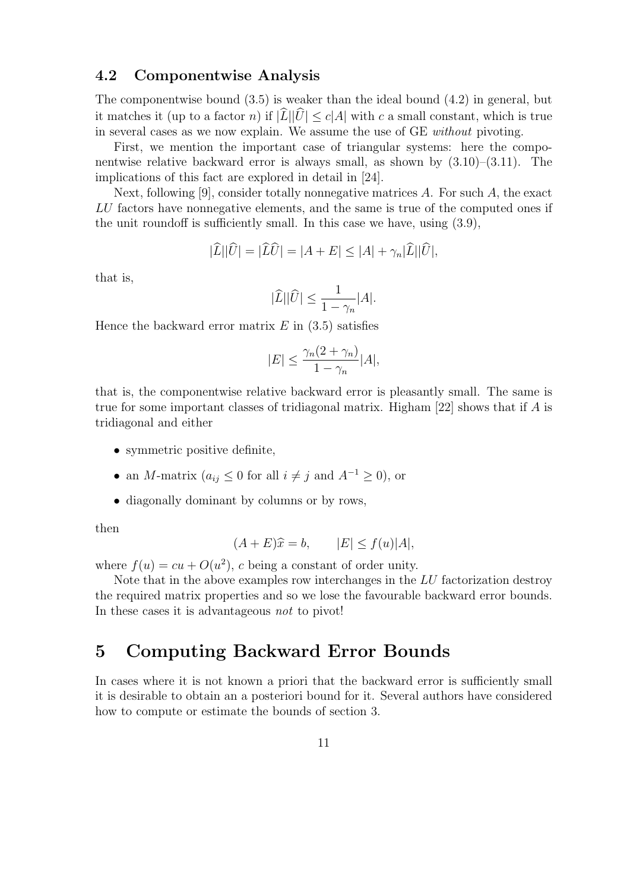### 4.2 Componentwise Analysis

The componentwise bound (3.5) is weaker than the ideal bound (4.2) in general, but it matches it (up to a factor $n$) if $|\widehat{L}||\widehat{U}| \le c|A|$ with $c$ a small constant, which is true in several cases as we now explain. We assume the use of GE *without* pivoting.

First, we mention the important case of triangular systems: here the componentwise relative backward error is always small, as shown by (3.10)–(3.11). The implications of this fact are explored in detail in [24].

Next, following [9], consider totally nonnegative matrices $A$. For such $A$, the exact $LU$ factors have nonnegative elements, and the same is true of the computed ones if the unit roundoff is sufficiently small. In this case we have, using (3.9),

$$|\widehat{L}||\widehat{U}| = |\widehat{L}\widehat{U}| = |A + E| \le |A| + \gamma_n |\widehat{L}||\widehat{U}|,$$

that is,

$$|\widehat{L}||\widehat{U}| \le \frac{1}{1-\gamma_n}|A|.$$

Hence the backward error matrix $E$ in (3.5) satisfies

$$|E| \le \frac{\gamma_n(2+\gamma_n)}{1-\gamma_n}|A|,$$

that is, the componentwise relative backward error is pleasantly small. The same is true for some important classes of tridiagonal matrix. Higham [22] shows that if $A$ is tridiagonal and either

- symmetric positive definite,
- an $M$-matrix ($a_{ij} \le 0$ for all $i \ne j$ and $A^{-1} \ge 0$), or
- diagonally dominant by columns or by rows,

then

$$(A + E)\widehat{x} = b, \qquad |E| \le f(u)|A|,$$

where $f(u) = cu + O(u^2)$, $c$ being a constant of order unity.

Note that in the above examples row interchanges in the $LU$ factorization destroy the required matrix properties and so we lose the favourable backward error bounds. In these cases it is advantageous *not* to pivot!

## 5 Computing Backward Error Bounds

In cases where it is not known a priori that the backward error is sufficiently small it is desirable to obtain an a posteriori bound for it. Several authors have considered how to compute or estimate the bounds of section 3.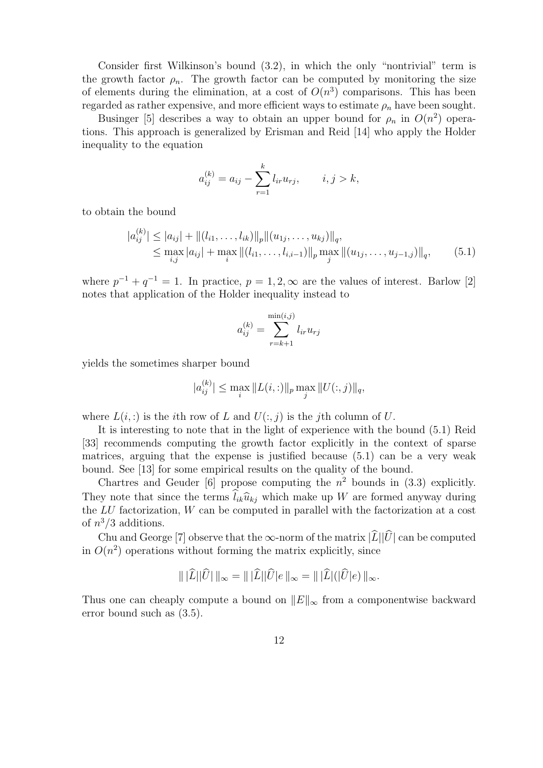Consider first Wilkinson's bound (3.2), in which the only "nontrivial" term is the growth factor $\rho_n$. The growth factor can be computed by monitoring the size of elements during the elimination, at a cost of $O(n^3)$ comparisons. This has been regarded as rather expensive, and more efficient ways to estimate $\rho_n$ have been sought.

Businger [5] describes a way to obtain an upper bound for $\rho_n$ in $O(n^2)$ operations. This approach is generalized by Erisman and Reid [14] who apply the Holder inequality to the equation

$$a_{ij}^{(k)} = a_{ij} - \sum_{r=1}^{k} l_{ir} u_{rj}, \qquad i, j > k,$$

to obtain the bound

$$\begin{aligned} |a_{ij}^{(k)}| &\le |a_{ij}| + \|(l_{i1}, \ldots, l_{ik})\|_p \|(u_{1j}, \ldots, u_{kj})\|_q, \\ &\le \max_{i,j} |a_{ij}| + \max_i \|(l_{i1}, \ldots, l_{i,i-1})\|_p \max_j \|(u_{1j}, \ldots, u_{j-1,j})\|_q, \end{aligned} \tag{5.1}$$

where $p^{-1} + q^{-1} = 1$. In practice, $p = 1, 2, \infty$ are the values of interest. Barlow [2] notes that application of the Holder inequality instead to

$$a_{ij}^{(k)} = \sum_{r=k+1}^{\min(i,j)} l_{ir} u_{rj}$$

yields the sometimes sharper bound

$$|a_{ij}^{(k)}| \le \max_i \|L(i,:)\|_p \max_j \|U(:,j)\|_q,$$

where $L(i,:)$ is the $i$th row of $L$ and $U(:,j)$ is the $j$th column of $U$.

It is interesting to note that in the light of experience with the bound (5.1) Reid [33] recommends computing the growth factor explicitly in the context of sparse matrices, arguing that the expense is justified because (5.1) can be a very weak bound. See [13] for some empirical results on the quality of the bound.

Chartres and Geuder [6] propose computing the $n^2$ bounds in (3.3) explicitly. They note that since the terms $\widehat{l}_{ik}\widehat{u}_{kj}$ which make up $W$ are formed anyway during the $LU$ factorization, $W$ can be computed in parallel with the factorization at a cost of $n^3/3$ additions.

Chu and George [7] observe that the $\infty$-norm of the matrix $|\widehat{L}||\widehat{U}|$ can be computed in $O(n^2)$ operations without forming the matrix explicitly, since

$$\|\,|\widehat{L}||\widehat{U}|\,\|_\infty = \|\,|\widehat{L}||\widehat{U}|e\,\|_\infty = \|\,|\widehat{L}|(|\widehat{U}|e)\,\|_\infty.$$

Thus one can cheaply compute a bound on $\|E\|_\infty$ from a componentwise backward error bound such as (3.5).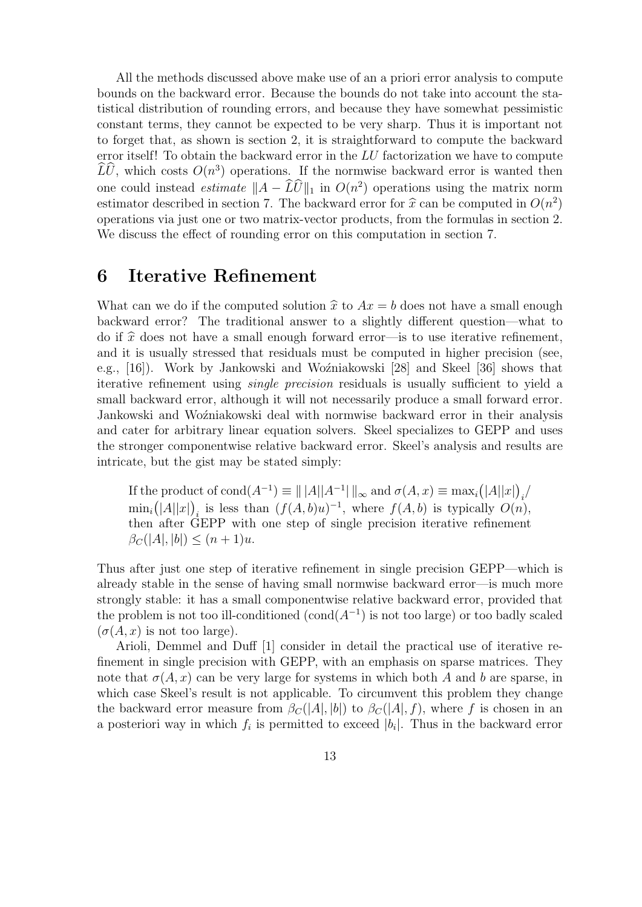All the methods discussed above make use of an a priori error analysis to compute bounds on the backward error. Because the bounds do not take into account the statistical distribution of rounding errors, and because they have somewhat pessimistic constant terms, they cannot be expected to be very sharp. Thus it is important not to forget that, as shown is section 2, it is straightforward to compute the backward error itself! To obtain the backward error in the $LU$ factorization we have to compute $\widehat{L}\widehat{U}$, which costs $O(n^3)$ operations. If the normwise backward error is wanted then one could instead *estimate* $\|A - \widehat{L}\widehat{U}\|_1$ in $O(n^2)$ operations using the matrix norm estimator described in section 7. The backward error for $\widehat{x}$ can be computed in $O(n^2)$ operations via just one or two matrix-vector products, from the formulas in section 2. We discuss the effect of rounding error on this computation in section 7.

# 6 Iterative Refinement

What can we do if the computed solution $\widehat{x}$ to $Ax = b$ does not have a small enough backward error? The traditional answer to a slightly different question—what to do if $\widehat{x}$ does not have a small enough forward error—is to use iterative refinement, and it is usually stressed that residuals must be computed in higher precision (see, e.g., [16]). Work by Jankowski and Woźniakowski [28] and Skeel [36] shows that iterative refinement using *single precision* residuals is usually sufficient to yield a small backward error, although it will not necessarily produce a small forward error. Jankowski and Woźniakowski deal with normwise backward error in their analysis and cater for arbitrary linear equation solvers. Skeel specializes to GEPP and uses the stronger componentwise relative backward error. Skeel's analysis and results are intricate, but the gist may be stated simply:

> If the product of $\mathrm{cond}(A^{-1}) \equiv \|\,|A||A^{-1}|\,\|_\infty$ and $\sigma(A,x) \equiv \max_i\bigl(|A||x|\bigr)_i / \min_i\bigl(|A||x|\bigr)_i$ is less than $(f(A,b)u)^{-1}$, where $f(A,b)$ is typically $O(n)$, then after GEPP with one step of single precision iterative refinement $\beta_C(|A|,|b|) \le (n+1)u$.

Thus after just one step of iterative refinement in single precision GEPP—which is already stable in the sense of having small normwise backward error—is much more strongly stable: it has a small componentwise relative backward error, provided that the problem is not too ill-conditioned ($\mathrm{cond}(A^{-1})$ is not too large) or too badly scaled ($\sigma(A,x)$ is not too large).

Arioli, Demmel and Duff [1] consider in detail the practical use of iterative refinement in single precision with GEPP, with an emphasis on sparse matrices. They note that $\sigma(A,x)$ can be very large for systems in which both $A$ and $b$ are sparse, in which case Skeel's result is not applicable. To circumvent this problem they change the backward error measure from $\beta_C(|A|,|b|)$ to $\beta_C(|A|,f)$, where $f$ is chosen in an a posteriori way in which $f_i$ is permitted to exceed $|b_i|$. Thus in the backward error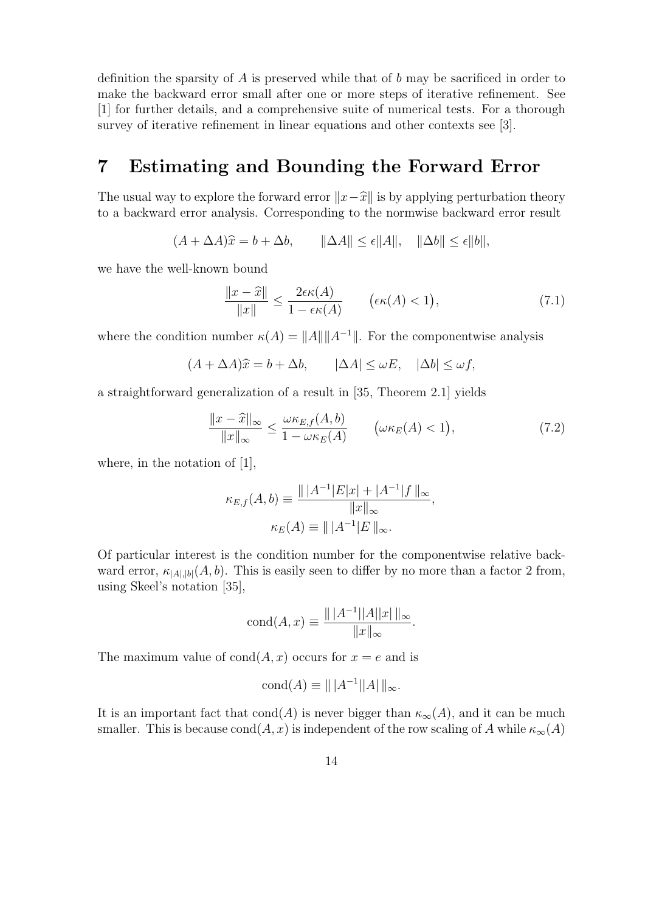definition the sparsity of $A$ is preserved while that of $b$ may be sacrificed in order to make the backward error small after one or more steps of iterative refinement. See [1] for further details, and a comprehensive suite of numerical tests. For a thorough survey of iterative refinement in linear equations and other contexts see [3].

## 7 Estimating and Bounding the Forward Error

The usual way to explore the forward error $\|x - \widehat{x}\|$ is by applying perturbation theory to a backward error analysis. Corresponding to the normwise backward error result

$$(A + \Delta A)\widehat{x} = b + \Delta b, \qquad \|\Delta A\| \le \epsilon\|A\|, \quad \|\Delta b\| \le \epsilon\|b\|,$$

we have the well-known bound

$$\frac{\|x - \widehat{x}\|}{\|x\|} \le \frac{2\epsilon\kappa(A)}{1 - \epsilon\kappa(A)} \qquad \bigl(\epsilon\kappa(A) < 1\bigr), \tag{7.1}$$

where the condition number $\kappa(A) = \|A\|\|A^{-1}\|$. For the componentwise analysis

$$(A + \Delta A)\widehat{x} = b + \Delta b, \qquad |\Delta A| \le \omega E, \quad |\Delta b| \le \omega f,$$

a straightforward generalization of a result in [35, Theorem 2.1] yields

$$\frac{\|x - \widehat{x}\|_\infty}{\|x\|_\infty} \le \frac{\omega\kappa_{E,f}(A,b)}{1 - \omega\kappa_E(A)} \qquad \bigl(\omega\kappa_E(A) < 1\bigr), \tag{7.2}$$

where, in the notation of [1],

$$\kappa_{E,f}(A,b) \equiv \frac{\|\,|A^{-1}|E|x| + |A^{-1}|f\,\|_\infty}{\|x\|_\infty},$$
$$\kappa_E(A) \equiv \|\,|A^{-1}|E\,\|_\infty.$$

Of particular interest is the condition number for the componentwise relative backward error, $\kappa_{|A|,|b|}(A,b)$. This is easily seen to differ by no more than a factor 2 from, using Skeel's notation [35],

$$\mathrm{cond}(A,x) \equiv \frac{\|\,|A^{-1}||A||x|\,\|_\infty}{\|x\|_\infty}.$$

The maximum value of $\mathrm{cond}(A,x)$ occurs for $x = e$ and is

$$\mathrm{cond}(A) \equiv \|\,|A^{-1}||A|\,\|_\infty.$$

It is an important fact that $\mathrm{cond}(A)$ is never bigger than $\kappa_\infty(A)$, and it can be much smaller. This is because $\mathrm{cond}(A,x)$ is independent of the row scaling of $A$ while $\kappa_\infty(A)$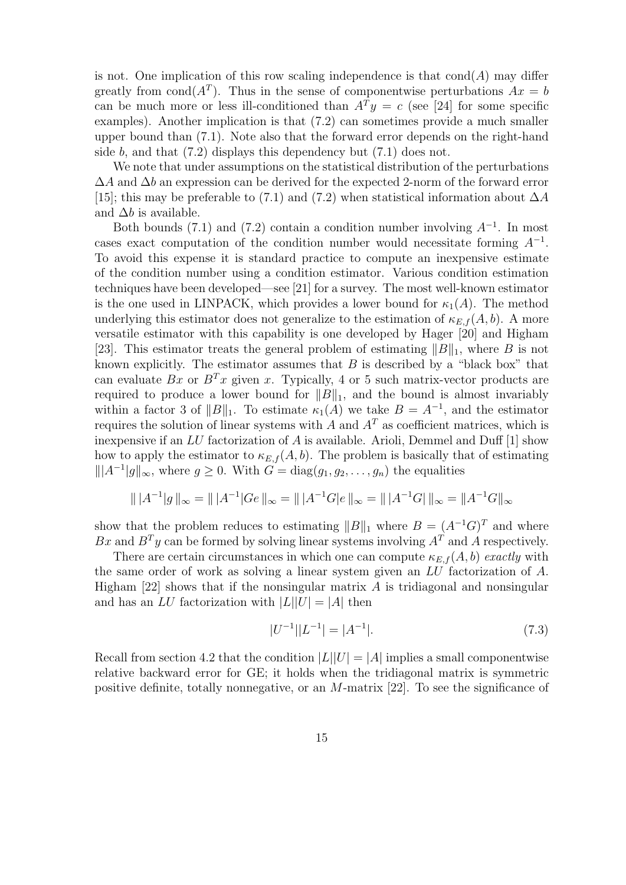is not. One implication of this row scaling independence is that $\mathrm{cond}(A)$ may differ greatly from $\mathrm{cond}(A^T)$. Thus in the sense of componentwise perturbations $Ax = b$ can be much more or less ill-conditioned than $A^T y = c$ (see [24] for some specific examples). Another implication is that (7.2) can sometimes provide a much smaller upper bound than (7.1). Note also that the forward error depends on the right-hand side $b$, and that (7.2) displays this dependency but (7.1) does not.

We note that under assumptions on the statistical distribution of the perturbations $\Delta A$ and $\Delta b$ an expression can be derived for the expected 2-norm of the forward error [15]; this may be preferable to (7.1) and (7.2) when statistical information about $\Delta A$ and $\Delta b$ is available.

Both bounds (7.1) and (7.2) contain a condition number involving $A^{-1}$. In most cases exact computation of the condition number would necessitate forming $A^{-1}$. To avoid this expense it is standard practice to compute an inexpensive estimate of the condition number using a condition estimator. Various condition estimation techniques have been developed—see [21] for a survey. The most well-known estimator is the one used in LINPACK, which provides a lower bound for $\kappa_1(A)$. The method underlying this estimator does not generalize to the estimation of $\kappa_{E,f}(A, b)$. A more versatile estimator with this capability is one developed by Hager [20] and Higham [23]. This estimator treats the general problem of estimating $\|B\|_1$, where $B$ is not known explicitly. The estimator assumes that $B$ is described by a "black box" that can evaluate $Bx$ or $B^T x$ given $x$. Typically, 4 or 5 such matrix-vector products are required to produce a lower bound for $\|B\|_1$, and the bound is almost invariably within a factor 3 of $\|B\|_1$. To estimate $\kappa_1(A)$ we take $B = A^{-1}$, and the estimator requires the solution of linear systems with $A$ and $A^T$ as coefficient matrices, which is inexpensive if an $LU$ factorization of $A$ is available. Arioli, Demmel and Duff [1] show how to apply the estimator to $\kappa_{E,f}(A, b)$. The problem is basically that of estimating $\| |A^{-1}| g \|_\infty$, where $g \geq 0$. With $G = \mathrm{diag}(g_1, g_2, \ldots, g_n)$ the equalities

$$\| \, |A^{-1}| g \, \|_\infty = \| \, |A^{-1}| G e \, \|_\infty = \| \, |A^{-1} G| e \, \|_\infty = \| \, |A^{-1} G| \, \|_\infty = \|A^{-1} G\|_\infty$$

show that the problem reduces to estimating $\|B\|_1$ where $B = (A^{-1}G)^T$ and where $Bx$ and $B^T y$ can be formed by solving linear systems involving $A^T$ and $A$ respectively.

There are certain circumstances in which one can compute $\kappa_{E,f}(A, b)$ *exactly* with the same order of work as solving a linear system given an $LU$ factorization of $A$. Higham [22] shows that if the nonsingular matrix $A$ is tridiagonal and nonsingular and has an $LU$ factorization with $|L||U| = |A|$ then

$$|U^{-1}||L^{-1}| = |A^{-1}|. \tag{7.3}$$

Recall from section 4.2 that the condition $|L||U| = |A|$ implies a small componentwise relative backward error for GE; it holds when the tridiagonal matrix is symmetric positive definite, totally nonnegative, or an $M$-matrix [22]. To see the significance of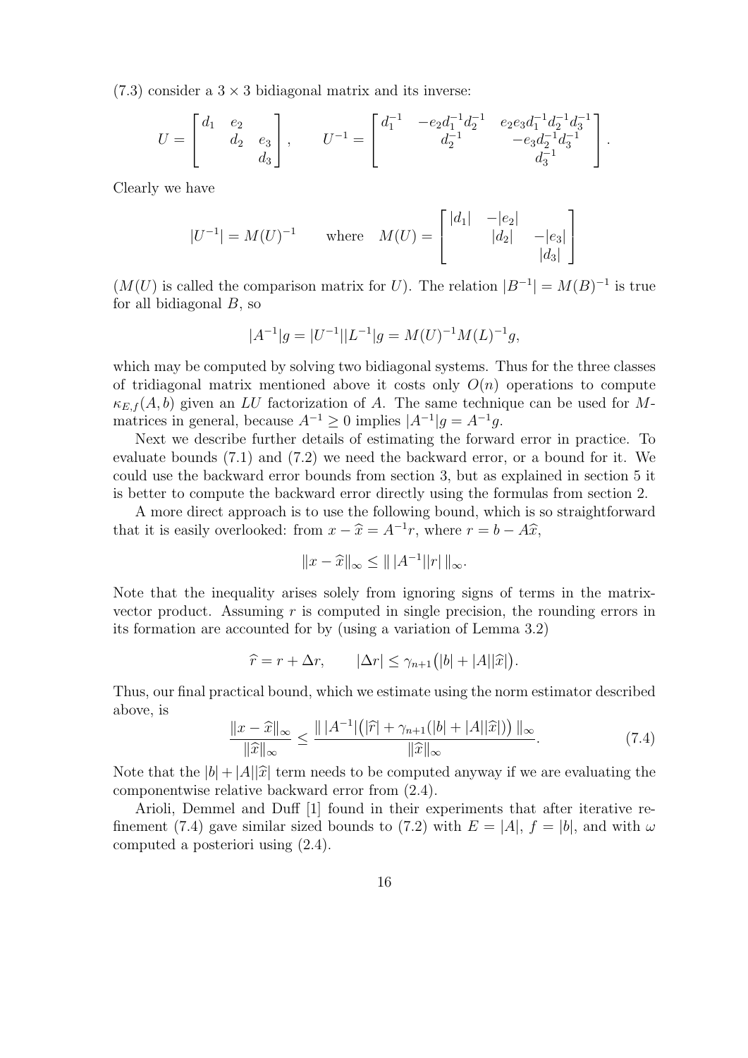(7.3) consider a $3 \times 3$ bidiagonal matrix and its inverse:

$$U = \begin{bmatrix} d_1 & e_2 & \\ & d_2 & e_3 \\ & & d_3 \end{bmatrix}, \qquad U^{-1} = \begin{bmatrix} d_1^{-1} & -e_2 d_1^{-1} d_2^{-1} & e_2 e_3 d_1^{-1} d_2^{-1} d_3^{-1} \\ & d_2^{-1} & -e_3 d_2^{-1} d_3^{-1} \\ & & d_3^{-1} \end{bmatrix}.$$

Clearly we have

$$|U^{-1}| = M(U)^{-1} \qquad \text{where} \quad M(U) = \begin{bmatrix} |d_1| & -|e_2| & \\ & |d_2| & -|e_3| \\ & & |d_3| \end{bmatrix}$$

($M(U)$ is called the comparison matrix for $U$). The relation $|B^{-1}| = M(B)^{-1}$ is true for all bidiagonal $B$, so

$$|A^{-1}|g = |U^{-1}||L^{-1}|g = M(U)^{-1}M(L)^{-1}g,$$

which may be computed by solving two bidiagonal systems. Thus for the three classes of tridiagonal matrix mentioned above it costs only $O(n)$ operations to compute $\kappa_{E,f}(A, b)$ given an $LU$ factorization of $A$. The same technique can be used for $M$-matrices in general, because $A^{-1} \geq 0$ implies $|A^{-1}|g = A^{-1}g$.

Next we describe further details of estimating the forward error in practice. To evaluate bounds (7.1) and (7.2) we need the backward error, or a bound for it. We could use the backward error bounds from section 3, but as explained in section 5 it is better to compute the backward error directly using the formulas from section 2.

A more direct approach is to use the following bound, which is so straightforward that it is easily overlooked: from $x - \widehat{x} = A^{-1}r$, where $r = b - A\widehat{x}$,

$$\|x - \widehat{x}\|_\infty \leq \|\,|A^{-1}||r|\,\|_\infty.$$

Note that the inequality arises solely from ignoring signs of terms in the matrix-vector product. Assuming $r$ is computed in single precision, the rounding errors in its formation are accounted for by (using a variation of Lemma 3.2)

$$\widehat{r} = r + \Delta r, \qquad |\Delta r| \leq \gamma_{n+1}\big(|b| + |A||\widehat{x}|\big).$$

Thus, our final practical bound, which we estimate using the norm estimator described above, is

$$\frac{\|x - \widehat{x}\|_\infty}{\|\widehat{x}\|_\infty} \leq \frac{\|\,|A^{-1}|\big(|\widehat{r}| + \gamma_{n+1}(|b| + |A||\widehat{x}|)\big)\,\|_\infty}{\|\widehat{x}\|_\infty}. \tag{7.4}$$

Note that the $|b| + |A||\widehat{x}|$ term needs to be computed anyway if we are evaluating the componentwise relative backward error from (2.4).

Arioli, Demmel and Duff [1] found in their experiments that after iterative refinement (7.4) gave similar sized bounds to (7.2) with $E = |A|$, $f = |b|$, and with $\omega$ computed a posteriori using (2.4).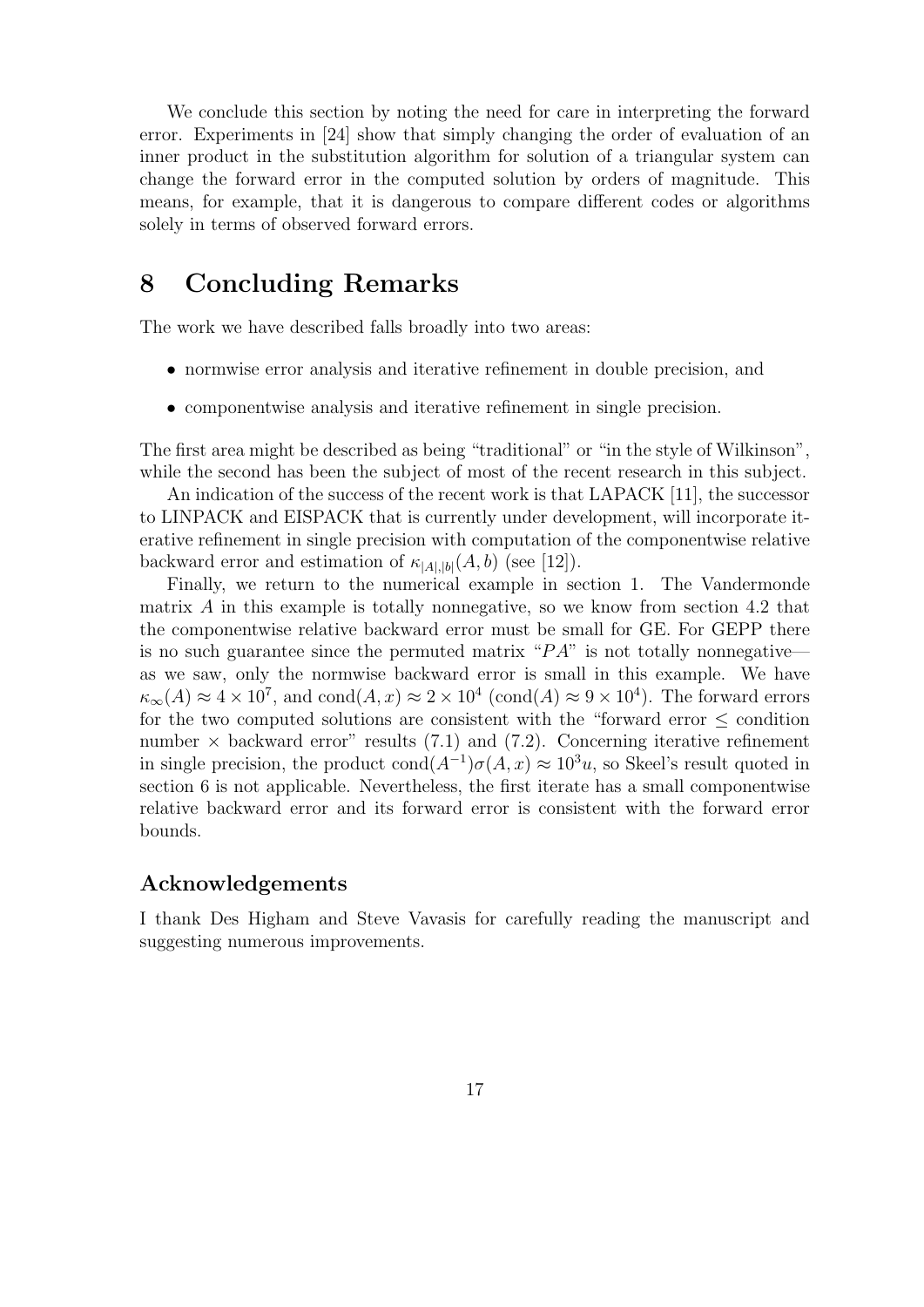We conclude this section by noting the need for care in interpreting the forward error. Experiments in [24] show that simply changing the order of evaluation of an inner product in the substitution algorithm for solution of a triangular system can change the forward error in the computed solution by orders of magnitude. This means, for example, that it is dangerous to compare different codes or algorithms solely in terms of observed forward errors.

# 8 Concluding Remarks

The work we have described falls broadly into two areas:

- normwise error analysis and iterative refinement in double precision, and
- componentwise analysis and iterative refinement in single precision.

The first area might be described as being "traditional" or "in the style of Wilkinson", while the second has been the subject of most of the recent research in this subject.

An indication of the success of the recent work is that LAPACK [11], the successor to LINPACK and EISPACK that is currently under development, will incorporate iterative refinement in single precision with computation of the componentwise relative backward error and estimation of $\kappa_{|A|,|b|}(A, b)$ (see [12]).

Finally, we return to the numerical example in section 1. The Vandermonde matrix $A$ in this example is totally nonnegative, so we know from section 4.2 that the componentwise relative backward error must be small for GE. For GEPP there is no such guarantee since the permuted matrix "$PA$" is not totally nonnegative—as we saw, only the normwise backward error is small in this example. We have $\kappa_\infty(A) \approx 4 \times 10^7$, and $\text{cond}(A, x) \approx 2 \times 10^4$ ($\text{cond}(A) \approx 9 \times 10^4$). The forward errors for the two computed solutions are consistent with the "forward error $\leq$ condition number $\times$ backward error" results (7.1) and (7.2). Concerning iterative refinement in single precision, the product $\text{cond}(A^{-1})\sigma(A, x) \approx 10^3 u$, so Skeel's result quoted in section 6 is not applicable. Nevertheless, the first iterate has a small componentwise relative backward error and its forward error is consistent with the forward error bounds.

## Acknowledgements

I thank Des Higham and Steve Vavasis for carefully reading the manuscript and suggesting numerous improvements.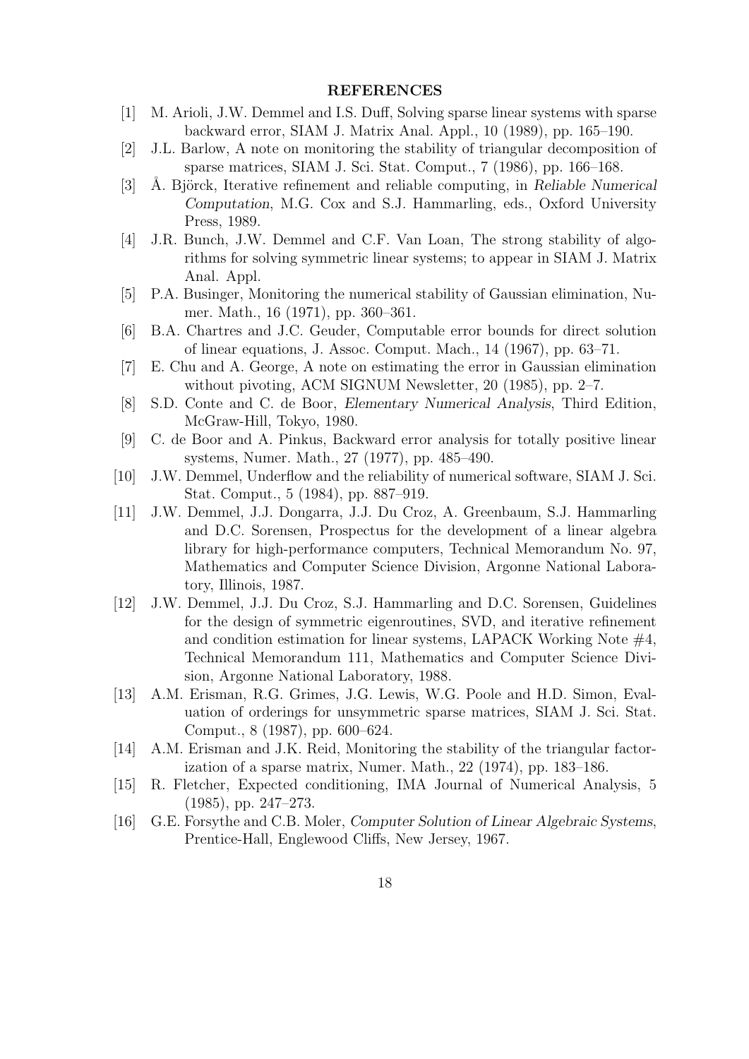## REFERENCES

[1] M. Arioli, J.W. Demmel and I.S. Duff, Solving sparse linear systems with sparse backward error, SIAM J. Matrix Anal. Appl., 10 (1989), pp. 165–190.

[2] J.L. Barlow, A note on monitoring the stability of triangular decomposition of sparse matrices, SIAM J. Sci. Stat. Comput., 7 (1986), pp. 166–168.

[3] Å. Björck, Iterative refinement and reliable computing, in *Reliable Numerical Computation*, M.G. Cox and S.J. Hammarling, eds., Oxford University Press, 1989.

[4] J.R. Bunch, J.W. Demmel and C.F. Van Loan, The strong stability of algorithms for solving symmetric linear systems; to appear in SIAM J. Matrix Anal. Appl.

[5] P.A. Businger, Monitoring the numerical stability of Gaussian elimination, Numer. Math., 16 (1971), pp. 360–361.

[6] B.A. Chartres and J.C. Geuder, Computable error bounds for direct solution of linear equations, J. Assoc. Comput. Mach., 14 (1967), pp. 63–71.

[7] E. Chu and A. George, A note on estimating the error in Gaussian elimination without pivoting, ACM SIGNUM Newsletter, 20 (1985), pp. 2–7.

[8] S.D. Conte and C. de Boor, *Elementary Numerical Analysis*, Third Edition, McGraw-Hill, Tokyo, 1980.

[9] C. de Boor and A. Pinkus, Backward error analysis for totally positive linear systems, Numer. Math., 27 (1977), pp. 485–490.

[10] J.W. Demmel, Underflow and the reliability of numerical software, SIAM J. Sci. Stat. Comput., 5 (1984), pp. 887–919.

[11] J.W. Demmel, J.J. Dongarra, J.J. Du Croz, A. Greenbaum, S.J. Hammarling and D.C. Sorensen, Prospectus for the development of a linear algebra library for high-performance computers, Technical Memorandum No. 97, Mathematics and Computer Science Division, Argonne National Laboratory, Illinois, 1987.

[12] J.W. Demmel, J.J. Du Croz, S.J. Hammarling and D.C. Sorensen, Guidelines for the design of symmetric eigenroutines, SVD, and iterative refinement and condition estimation for linear systems, LAPACK Working Note #4, Technical Memorandum 111, Mathematics and Computer Science Division, Argonne National Laboratory, 1988.

[13] A.M. Erisman, R.G. Grimes, J.G. Lewis, W.G. Poole and H.D. Simon, Evaluation of orderings for unsymmetric sparse matrices, SIAM J. Sci. Stat. Comput., 8 (1987), pp. 600–624.

[14] A.M. Erisman and J.K. Reid, Monitoring the stability of the triangular factorization of a sparse matrix, Numer. Math., 22 (1974), pp. 183–186.

[15] R. Fletcher, Expected conditioning, IMA Journal of Numerical Analysis, 5 (1985), pp. 247–273.

[16] G.E. Forsythe and C.B. Moler, *Computer Solution of Linear Algebraic Systems*, Prentice-Hall, Englewood Cliffs, New Jersey, 1967.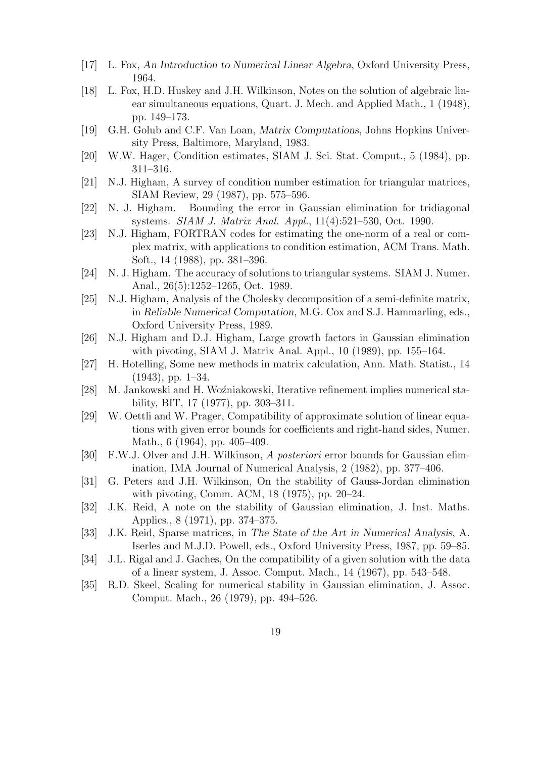[17] L. Fox, *An Introduction to Numerical Linear Algebra*, Oxford University Press, 1964.

[18] L. Fox, H.D. Huskey and J.H. Wilkinson, Notes on the solution of algebraic linear simultaneous equations, Quart. J. Mech. and Applied Math., 1 (1948), pp. 149–173.

[19] G.H. Golub and C.F. Van Loan, *Matrix Computations*, Johns Hopkins University Press, Baltimore, Maryland, 1983.

[20] W.W. Hager, Condition estimates, SIAM J. Sci. Stat. Comput., 5 (1984), pp. 311–316.

[21] N.J. Higham, A survey of condition number estimation for triangular matrices, SIAM Review, 29 (1987), pp. 575–596.

[22] N. J. Higham. Bounding the error in Gaussian elimination for tridiagonal systems. *SIAM J. Matrix Anal. Appl.*, 11(4):521–530, Oct. 1990.

[23] N.J. Higham, FORTRAN codes for estimating the one-norm of a real or complex matrix, with applications to condition estimation, ACM Trans. Math. Soft., 14 (1988), pp. 381–396.

[24] N. J. Higham. The accuracy of solutions to triangular systems. SIAM J. Numer. Anal., 26(5):1252–1265, Oct. 1989.

[25] N.J. Higham, Analysis of the Cholesky decomposition of a semi-definite matrix, in *Reliable Numerical Computation*, M.G. Cox and S.J. Hammarling, eds., Oxford University Press, 1989.

[26] N.J. Higham and D.J. Higham, Large growth factors in Gaussian elimination with pivoting, SIAM J. Matrix Anal. Appl., 10 (1989), pp. 155–164.

[27] H. Hotelling, Some new methods in matrix calculation, Ann. Math. Statist., 14 (1943), pp. 1–34.

[28] M. Jankowski and H. Woźniakowski, Iterative refinement implies numerical stability, BIT, 17 (1977), pp. 303–311.

[29] W. Oettli and W. Prager, Compatibility of approximate solution of linear equations with given error bounds for coefficients and right-hand sides, Numer. Math., 6 (1964), pp. 405–409.

[30] F.W.J. Olver and J.H. Wilkinson, *A posteriori* error bounds for Gaussian elimination, IMA Journal of Numerical Analysis, 2 (1982), pp. 377–406.

[31] G. Peters and J.H. Wilkinson, On the stability of Gauss-Jordan elimination with pivoting, Comm. ACM, 18 (1975), pp. 20–24.

[32] J.K. Reid, A note on the stability of Gaussian elimination, J. Inst. Maths. Applics., 8 (1971), pp. 374–375.

[33] J.K. Reid, Sparse matrices, in *The State of the Art in Numerical Analysis*, A. Iserles and M.J.D. Powell, eds., Oxford University Press, 1987, pp. 59–85.

[34] J.L. Rigal and J. Gaches, On the compatibility of a given solution with the data of a linear system, J. Assoc. Comput. Mach., 14 (1967), pp. 543–548.

[35] R.D. Skeel, Scaling for numerical stability in Gaussian elimination, J. Assoc. Comput. Mach., 26 (1979), pp. 494–526.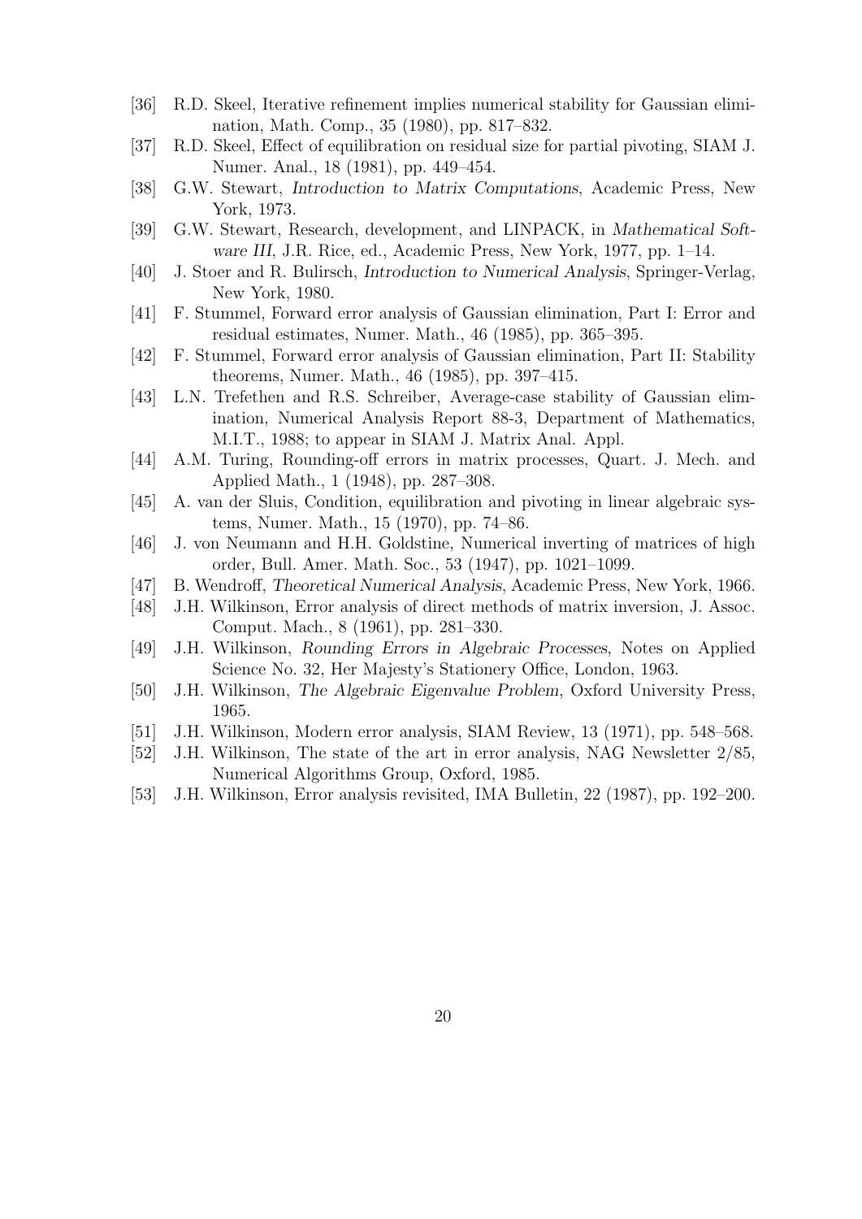[36] R.D. Skeel, Iterative refinement implies numerical stability for Gaussian elimination, Math. Comp., 35 (1980), pp. 817–832.

[37] R.D. Skeel, Effect of equilibration on residual size for partial pivoting, SIAM J. Numer. Anal., 18 (1981), pp. 449–454.

[38] G.W. Stewart, *Introduction to Matrix Computations*, Academic Press, New York, 1973.

[39] G.W. Stewart, Research, development, and LINPACK, in *Mathematical Software III*, J.R. Rice, ed., Academic Press, New York, 1977, pp. 1–14.

[40] J. Stoer and R. Bulirsch, *Introduction to Numerical Analysis*, Springer-Verlag, New York, 1980.

[41] F. Stummel, Forward error analysis of Gaussian elimination, Part I: Error and residual estimates, Numer. Math., 46 (1985), pp. 365–395.

[42] F. Stummel, Forward error analysis of Gaussian elimination, Part II: Stability theorems, Numer. Math., 46 (1985), pp. 397–415.

[43] L.N. Trefethen and R.S. Schreiber, Average-case stability of Gaussian elimination, Numerical Analysis Report 88-3, Department of Mathematics, M.I.T., 1988; to appear in SIAM J. Matrix Anal. Appl.

[44] A.M. Turing, Rounding-off errors in matrix processes, Quart. J. Mech. and Applied Math., 1 (1948), pp. 287–308.

[45] A. van der Sluis, Condition, equilibration and pivoting in linear algebraic systems, Numer. Math., 15 (1970), pp. 74–86.

[46] J. von Neumann and H.H. Goldstine, Numerical inverting of matrices of high order, Bull. Amer. Math. Soc., 53 (1947), pp. 1021–1099.

[47] B. Wendroff, *Theoretical Numerical Analysis*, Academic Press, New York, 1966.

[48] J.H. Wilkinson, Error analysis of direct methods of matrix inversion, J. Assoc. Comput. Mach., 8 (1961), pp. 281–330.

[49] J.H. Wilkinson, *Rounding Errors in Algebraic Processes*, Notes on Applied Science No. 32, Her Majesty's Stationery Office, London, 1963.

[50] J.H. Wilkinson, *The Algebraic Eigenvalue Problem*, Oxford University Press, 1965.

[51] J.H. Wilkinson, Modern error analysis, SIAM Review, 13 (1971), pp. 548–568.

[52] J.H. Wilkinson, The state of the art in error analysis, NAG Newsletter 2/85, Numerical Algorithms Group, Oxford, 1985.

[53] J.H. Wilkinson, Error analysis revisited, IMA Bulletin, 22 (1987), pp. 192–200.